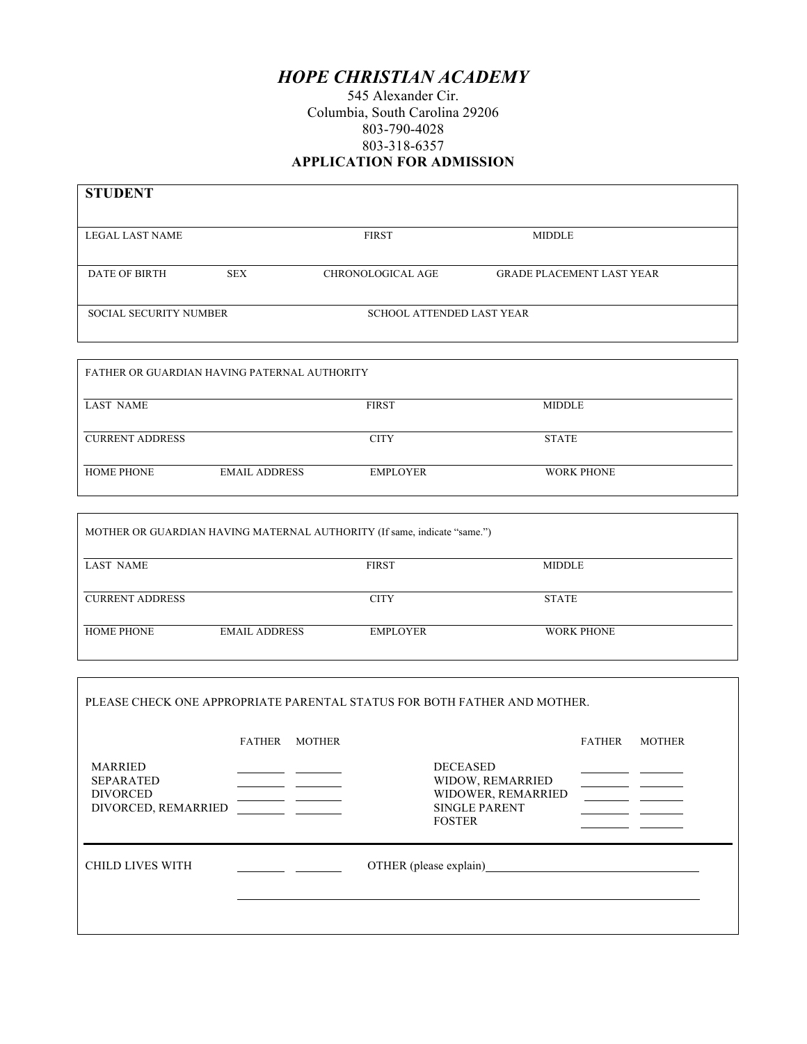# *HOPE CHRISTIAN ACADEMY*

545 Alexander Cir.
Columbia, South Carolina 29206
803-790-4028
803-318-6357

## APPLICATION FOR ADMISSION

**STUDENT**

| LEGAL LAST NAME | | FIRST | MIDDLE |
|---|---|---|---|
| DATE OF BIRTH | SEX | CHRONOLOGICAL AGE | GRADE PLACEMENT LAST YEAR |
| SOCIAL SECURITY NUMBER | | SCHOOL ATTENDED LAST YEAR | |

FATHER OR GUARDIAN HAVING PATERNAL AUTHORITY

| LAST NAME | | FIRST | MIDDLE |
|---|---|---|---|
| CURRENT ADDRESS | | CITY | STATE |
| HOME PHONE | EMAIL ADDRESS | EMPLOYER | WORK PHONE |

MOTHER OR GUARDIAN HAVING MATERNAL AUTHORITY (If same, indicate "same.")

| LAST NAME | | FIRST | MIDDLE |
|---|---|---|---|
| CURRENT ADDRESS | | CITY | STATE |
| HOME PHONE | EMAIL ADDRESS | EMPLOYER | WORK PHONE |

PLEASE CHECK ONE APPROPRIATE PARENTAL STATUS FOR BOTH FATHER AND MOTHER.

| | FATHER | MOTHER | | FATHER | MOTHER |
|---|---|---|---|---|---|
| MARRIED | ______ | ______ | DECEASED | ______ | ______ |
| SEPARATED | ______ | ______ | WIDOW, REMARRIED | ______ | ______ |
| DIVORCED | ______ | ______ | WIDOWER, REMARRIED | ______ | ______ |
| DIVORCED, REMARRIED | ______ | ______ | SINGLE PARENT | ______ | ______ |
| | | | FOSTER | ______ | ______ |

CHILD LIVES WITH ______ ______ OTHER (please explain)________________________________

_______________________________________________________________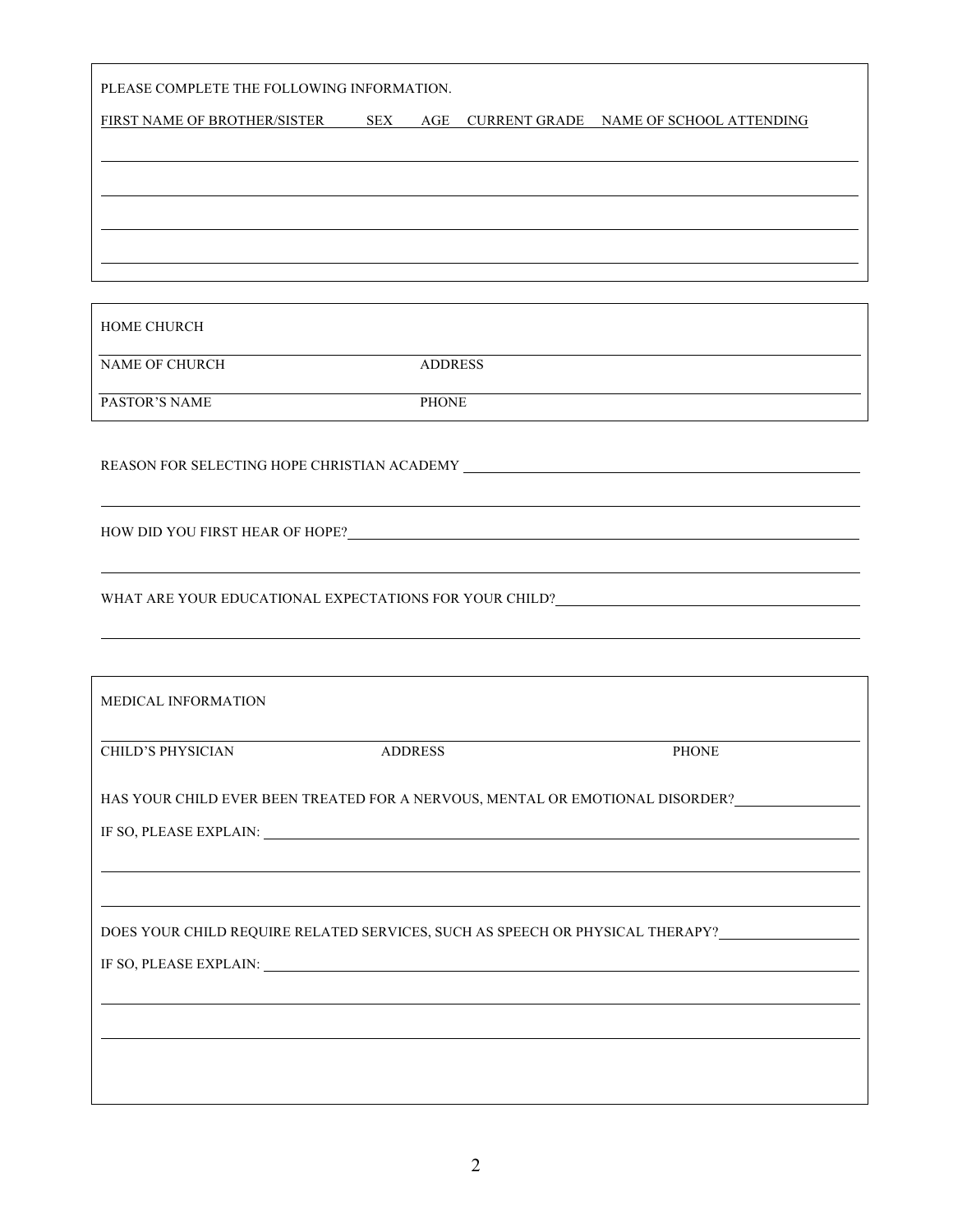PLEASE COMPLETE THE FOLLOWING INFORMATION.

| FIRST NAME OF BROTHER/SISTER | SEX | AGE | CURRENT GRADE | NAME OF SCHOOL ATTENDING |
|---|---|---|---|---|
| | | | | |
| | | | | |
| | | | | |
| | | | | |

HOME CHURCH

NAME OF CHURCH ______________________ ADDRESS ______________________

PASTOR'S NAME ______________________ PHONE ______________________

REASON FOR SELECTING HOPE CHRISTIAN ACADEMY ______________________

______________________

HOW DID YOU FIRST HEAR OF HOPE? ______________________

______________________

WHAT ARE YOUR EDUCATIONAL EXPECTATIONS FOR YOUR CHILD? ______________________

______________________

MEDICAL INFORMATION

______________________

CHILD'S PHYSICIAN ______________ ADDRESS ______________ PHONE ______________

HAS YOUR CHILD EVER BEEN TREATED FOR A NERVOUS, MENTAL OR EMOTIONAL DISORDER? ______________

IF SO, PLEASE EXPLAIN: ______________________

______________________

______________________

DOES YOUR CHILD REQUIRE RELATED SERVICES, SUCH AS SPEECH OR PHYSICAL THERAPY? ______________

IF SO, PLEASE EXPLAIN: ______________________

______________________

______________________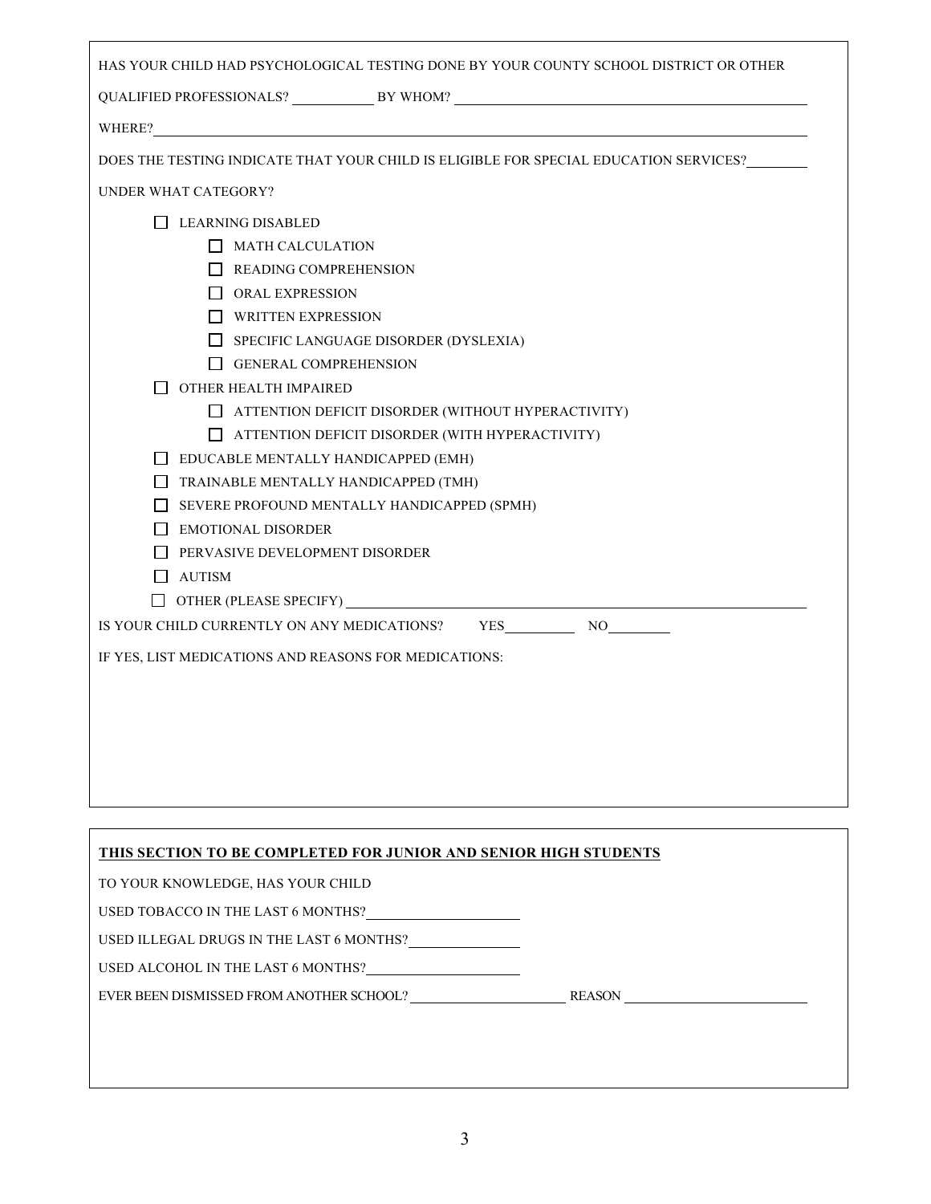HAS YOUR CHILD HAD PSYCHOLOGICAL TESTING DONE BY YOUR COUNTY SCHOOL DISTRICT OR OTHER QUALIFIED PROFESSIONALS? ___________ BY WHOM? ___________________________________________

WHERE? ___________________________________________________________________________

DOES THE TESTING INDICATE THAT YOUR CHILD IS ELIGIBLE FOR SPECIAL EDUCATION SERVICES? ________

UNDER WHAT CATEGORY?

- ☐ LEARNING DISABLED
  - ☐ MATH CALCULATION
  - ☐ READING COMPREHENSION
  - ☐ ORAL EXPRESSION
  - ☐ WRITTEN EXPRESSION
  - ☐ SPECIFIC LANGUAGE DISORDER (DYSLEXIA)
  - ☐ GENERAL COMPREHENSION
- ☐ OTHER HEALTH IMPAIRED
  - ☐ ATTENTION DEFICIT DISORDER (WITHOUT HYPERACTIVITY)
  - ☐ ATTENTION DEFICIT DISORDER (WITH HYPERACTIVITY)
- ☐ EDUCABLE MENTALLY HANDICAPPED (EMH)
- ☐ TRAINABLE MENTALLY HANDICAPPED (TMH)
- ☐ SEVERE PROFOUND MENTALLY HANDICAPPED (SPMH)
- ☐ EMOTIONAL DISORDER
- ☐ PERVASIVE DEVELOPMENT DISORDER
- ☐ AUTISM
- ☐ OTHER (PLEASE SPECIFY) ___________________________________________

IS YOUR CHILD CURRENTLY ON ANY MEDICATIONS? YES__________ NO________

IF YES, LIST MEDICATIONS AND REASONS FOR MEDICATIONS:

**THIS SECTION TO BE COMPLETED FOR JUNIOR AND SENIOR HIGH STUDENTS**

TO YOUR KNOWLEDGE, HAS YOUR CHILD

USED TOBACCO IN THE LAST 6 MONTHS? ____________________

USED ILLEGAL DRUGS IN THE LAST 6 MONTHS? ______________

USED ALCOHOL IN THE LAST 6 MONTHS? ____________________

EVER BEEN DISMISSED FROM ANOTHER SCHOOL? _____________________ REASON _________________________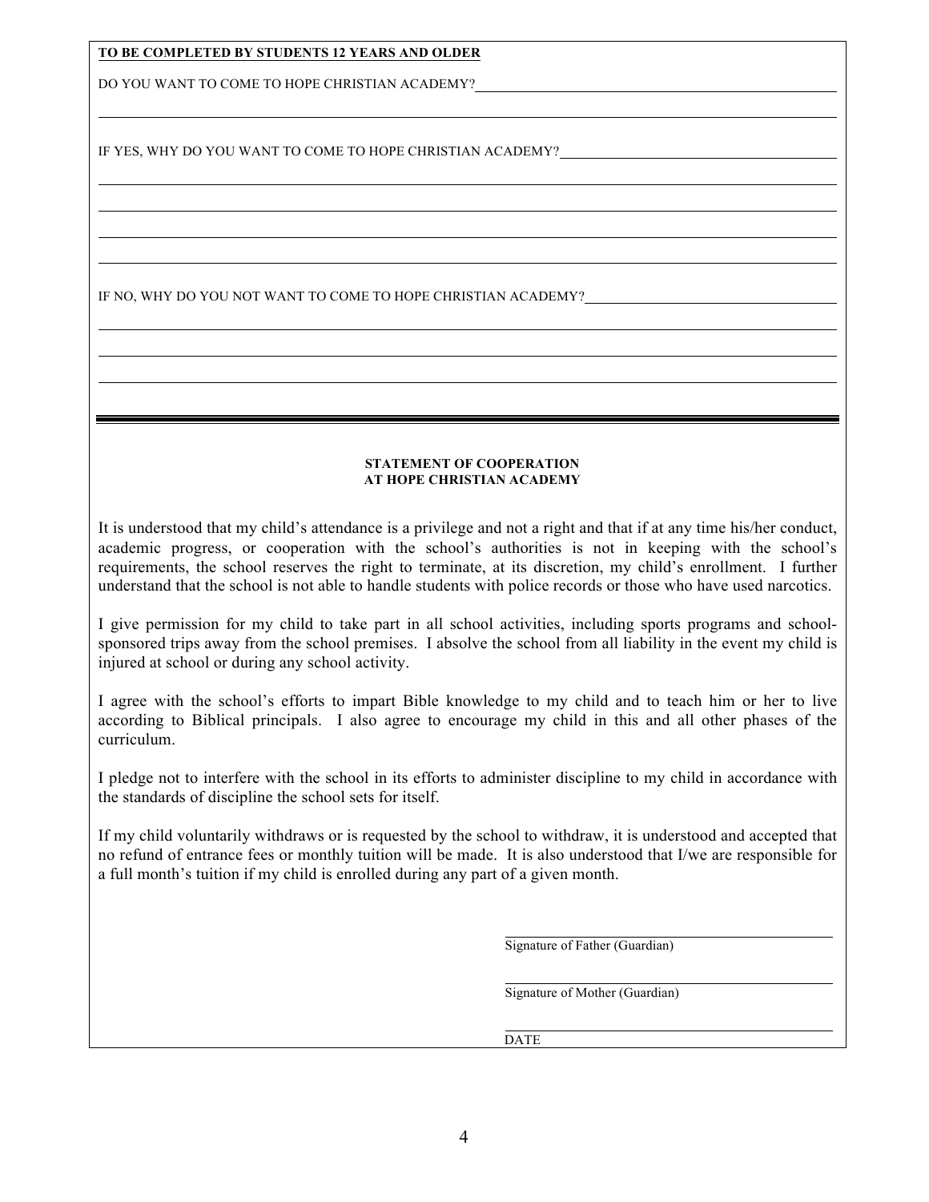**TO BE COMPLETED BY STUDENTS 12 YEARS AND OLDER**

DO YOU WANT TO COME TO HOPE CHRISTIAN ACADEMY? \_\_\_\_\_\_\_\_\_\_\_\_\_\_\_\_\_\_\_\_\_\_\_\_\_\_\_\_\_\_\_\_\_\_\_\_\_\_\_\_

\_\_\_\_\_\_\_\_\_\_\_\_\_\_\_\_\_\_\_\_\_\_\_\_\_\_\_\_\_\_\_\_\_\_\_\_\_\_\_\_\_\_\_\_\_\_\_\_\_\_\_\_\_\_\_\_\_\_\_\_\_\_\_\_\_\_\_\_\_\_\_\_\_\_\_\_\_\_\_\_\_\_\_\_

IF YES, WHY DO YOU WANT TO COME TO HOPE CHRISTIAN ACADEMY? \_\_\_\_\_\_\_\_\_\_\_\_\_\_\_\_\_\_\_\_\_\_\_\_\_\_\_\_\_\_\_\_\_\_\_\_

\_\_\_\_\_\_\_\_\_\_\_\_\_\_\_\_\_\_\_\_\_\_\_\_\_\_\_\_\_\_\_\_\_\_\_\_\_\_\_\_\_\_\_\_\_\_\_\_\_\_\_\_\_\_\_\_\_\_\_\_\_\_\_\_\_\_\_\_\_\_\_\_\_\_\_\_\_\_\_\_\_\_\_\_

\_\_\_\_\_\_\_\_\_\_\_\_\_\_\_\_\_\_\_\_\_\_\_\_\_\_\_\_\_\_\_\_\_\_\_\_\_\_\_\_\_\_\_\_\_\_\_\_\_\_\_\_\_\_\_\_\_\_\_\_\_\_\_\_\_\_\_\_\_\_\_\_\_\_\_\_\_\_\_\_\_\_\_\_

\_\_\_\_\_\_\_\_\_\_\_\_\_\_\_\_\_\_\_\_\_\_\_\_\_\_\_\_\_\_\_\_\_\_\_\_\_\_\_\_\_\_\_\_\_\_\_\_\_\_\_\_\_\_\_\_\_\_\_\_\_\_\_\_\_\_\_\_\_\_\_\_\_\_\_\_\_\_\_\_\_\_\_\_

\_\_\_\_\_\_\_\_\_\_\_\_\_\_\_\_\_\_\_\_\_\_\_\_\_\_\_\_\_\_\_\_\_\_\_\_\_\_\_\_\_\_\_\_\_\_\_\_\_\_\_\_\_\_\_\_\_\_\_\_\_\_\_\_\_\_\_\_\_\_\_\_\_\_\_\_\_\_\_\_\_\_\_\_

IF NO, WHY DO YOU NOT WANT TO COME TO HOPE CHRISTIAN ACADEMY? \_\_\_\_\_\_\_\_\_\_\_\_\_\_\_\_\_\_\_\_\_\_\_\_\_\_\_\_\_\_\_\_\_

\_\_\_\_\_\_\_\_\_\_\_\_\_\_\_\_\_\_\_\_\_\_\_\_\_\_\_\_\_\_\_\_\_\_\_\_\_\_\_\_\_\_\_\_\_\_\_\_\_\_\_\_\_\_\_\_\_\_\_\_\_\_\_\_\_\_\_\_\_\_\_\_\_\_\_\_\_\_\_\_\_\_\_\_

\_\_\_\_\_\_\_\_\_\_\_\_\_\_\_\_\_\_\_\_\_\_\_\_\_\_\_\_\_\_\_\_\_\_\_\_\_\_\_\_\_\_\_\_\_\_\_\_\_\_\_\_\_\_\_\_\_\_\_\_\_\_\_\_\_\_\_\_\_\_\_\_\_\_\_\_\_\_\_\_\_\_\_\_

\_\_\_\_\_\_\_\_\_\_\_\_\_\_\_\_\_\_\_\_\_\_\_\_\_\_\_\_\_\_\_\_\_\_\_\_\_\_\_\_\_\_\_\_\_\_\_\_\_\_\_\_\_\_\_\_\_\_\_\_\_\_\_\_\_\_\_\_\_\_\_\_\_\_\_\_\_\_\_\_\_\_\_\_

---

## STATEMENT OF COOPERATION AT HOPE CHRISTIAN ACADEMY

It is understood that my child's attendance is a privilege and not a right and that if at any time his/her conduct, academic progress, or cooperation with the school's authorities is not in keeping with the school's requirements, the school reserves the right to terminate, at its discretion, my child's enrollment. I further understand that the school is not able to handle students with police records or those who have used narcotics.

I give permission for my child to take part in all school activities, including sports programs and school-sponsored trips away from the school premises. I absolve the school from all liability in the event my child is injured at school or during any school activity.

I agree with the school's efforts to impart Bible knowledge to my child and to teach him or her to live according to Biblical principals. I also agree to encourage my child in this and all other phases of the curriculum.

I pledge not to interfere with the school in its efforts to administer discipline to my child in accordance with the standards of discipline the school sets for itself.

If my child voluntarily withdraws or is requested by the school to withdraw, it is understood and accepted that no refund of entrance fees or monthly tuition will be made. It is also understood that I/we are responsible for a full month's tuition if my child is enrolled during any part of a given month.

\_\_\_\_\_\_\_\_\_\_\_\_\_\_\_\_\_\_\_\_\_\_\_\_\_\_\_\_\_\_\_\_\_\_\_\_\_\_\_\_
Signature of Father (Guardian)

\_\_\_\_\_\_\_\_\_\_\_\_\_\_\_\_\_\_\_\_\_\_\_\_\_\_\_\_\_\_\_\_\_\_\_\_\_\_\_\_
Signature of Mother (Guardian)

\_\_\_\_\_\_\_\_\_\_\_\_\_\_\_\_\_\_\_\_\_\_\_\_\_\_\_\_\_\_\_\_\_\_\_\_\_\_\_\_
DATE